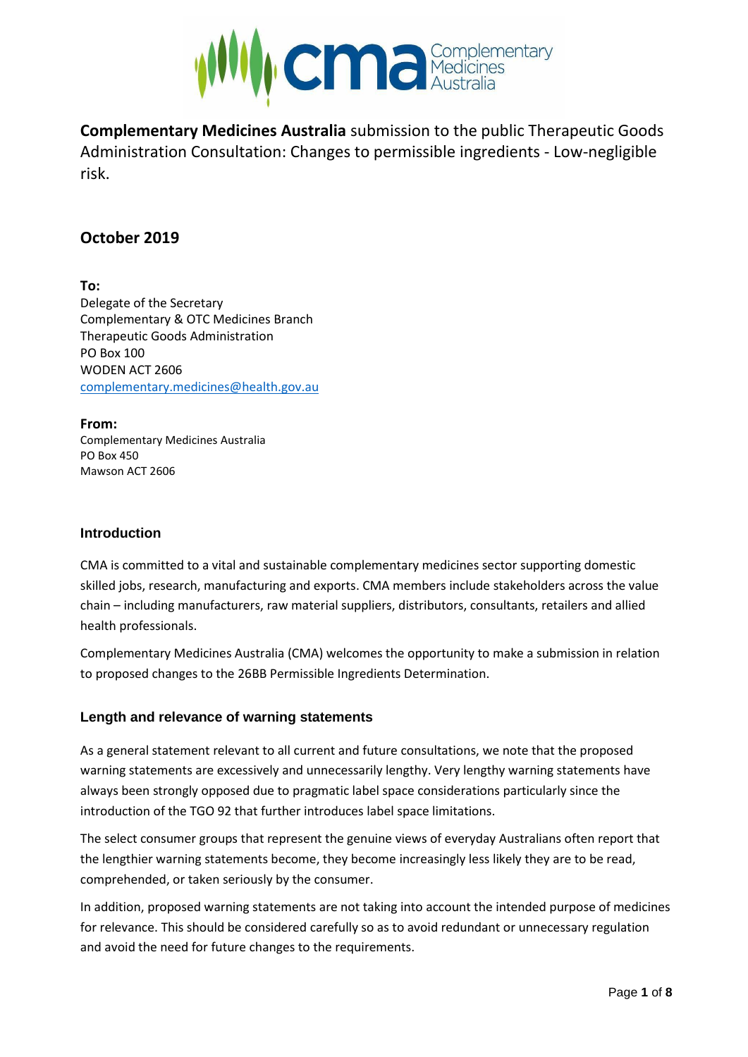**Complementary Medicines Australia** submission to the public Therapeutic Goods Administration Consultation: Changes to permissible ingredients - Low-negligible risk.

## October 2019

**To:**
Delegate of the Secretary
Complementary & OTC Medicines Branch
Therapeutic Goods Administration
PO Box 100
WODEN ACT 2606
complementary.medicines@health.gov.au

**From:**
Complementary Medicines Australia
PO Box 450
Mawson ACT 2606

### Introduction

CMA is committed to a vital and sustainable complementary medicines sector supporting domestic skilled jobs, research, manufacturing and exports. CMA members include stakeholders across the value chain – including manufacturers, raw material suppliers, distributors, consultants, retailers and allied health professionals.

Complementary Medicines Australia (CMA) welcomes the opportunity to make a submission in relation to proposed changes to the 26BB Permissible Ingredients Determination.

### Length and relevance of warning statements

As a general statement relevant to all current and future consultations, we note that the proposed warning statements are excessively and unnecessarily lengthy. Very lengthy warning statements have always been strongly opposed due to pragmatic label space considerations particularly since the introduction of the TGO 92 that further introduces label space limitations.

The select consumer groups that represent the genuine views of everyday Australians often report that the lengthier warning statements become, they become increasingly less likely they are to be read, comprehended, or taken seriously by the consumer.

In addition, proposed warning statements are not taking into account the intended purpose of medicines for relevance. This should be considered carefully so as to avoid redundant or unnecessary regulation and avoid the need for future changes to the requirements.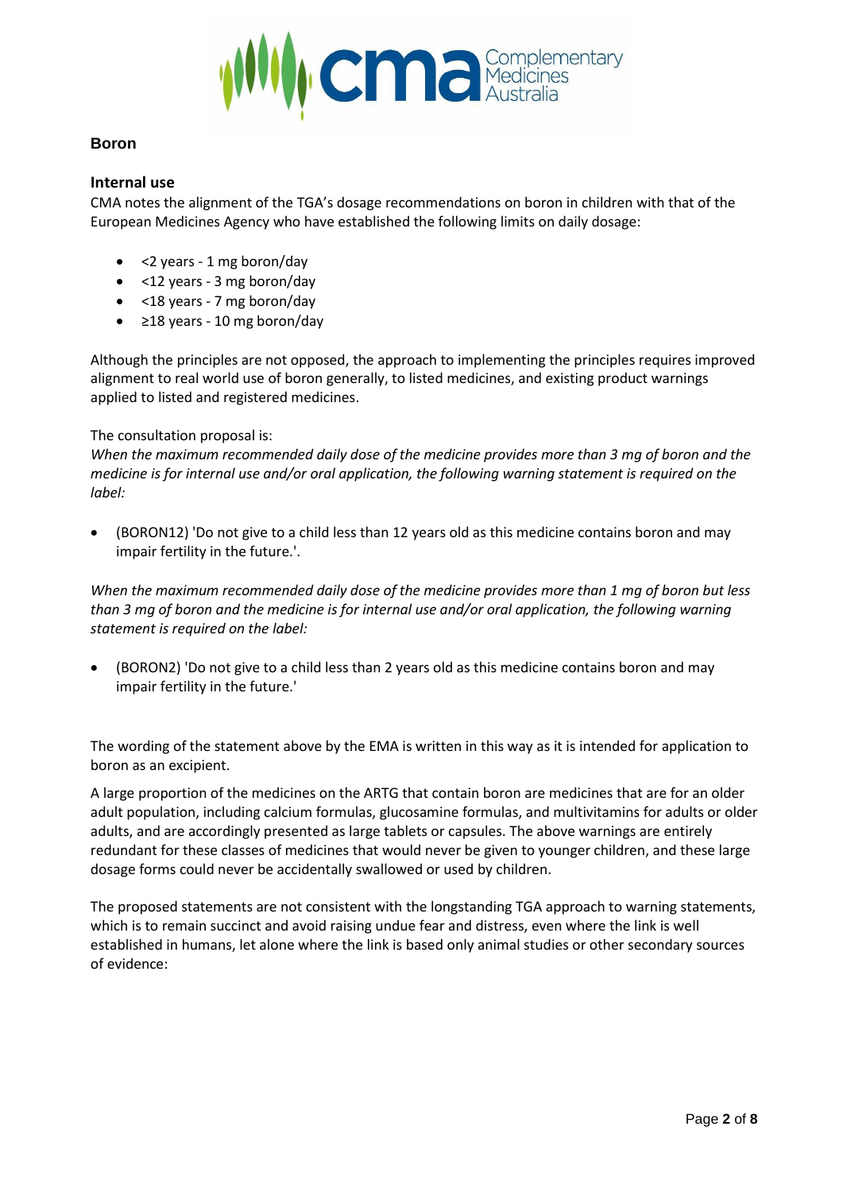## Boron

### Internal use

CMA notes the alignment of the TGA's dosage recommendations on boron in children with that of the European Medicines Agency who have established the following limits on daily dosage:

- <2 years - 1 mg boron/day
- <12 years - 3 mg boron/day
- <18 years - 7 mg boron/day
- ≥18 years - 10 mg boron/day

Although the principles are not opposed, the approach to implementing the principles requires improved alignment to real world use of boron generally, to listed medicines, and existing product warnings applied to listed and registered medicines.

The consultation proposal is:

*When the maximum recommended daily dose of the medicine provides more than 3 mg of boron and the medicine is for internal use and/or oral application, the following warning statement is required on the label:*

- (BORON12) 'Do not give to a child less than 12 years old as this medicine contains boron and may impair fertility in the future.'.

*When the maximum recommended daily dose of the medicine provides more than 1 mg of boron but less than 3 mg of boron and the medicine is for internal use and/or oral application, the following warning statement is required on the label:*

- (BORON2) 'Do not give to a child less than 2 years old as this medicine contains boron and may impair fertility in the future.'

The wording of the statement above by the EMA is written in this way as it is intended for application to boron as an excipient.

A large proportion of the medicines on the ARTG that contain boron are medicines that are for an older adult population, including calcium formulas, glucosamine formulas, and multivitamins for adults or older adults, and are accordingly presented as large tablets or capsules. The above warnings are entirely redundant for these classes of medicines that would never be given to younger children, and these large dosage forms could never be accidentally swallowed or used by children.

The proposed statements are not consistent with the longstanding TGA approach to warning statements, which is to remain succinct and avoid raising undue fear and distress, even where the link is well established in humans, let alone where the link is based only animal studies or other secondary sources of evidence: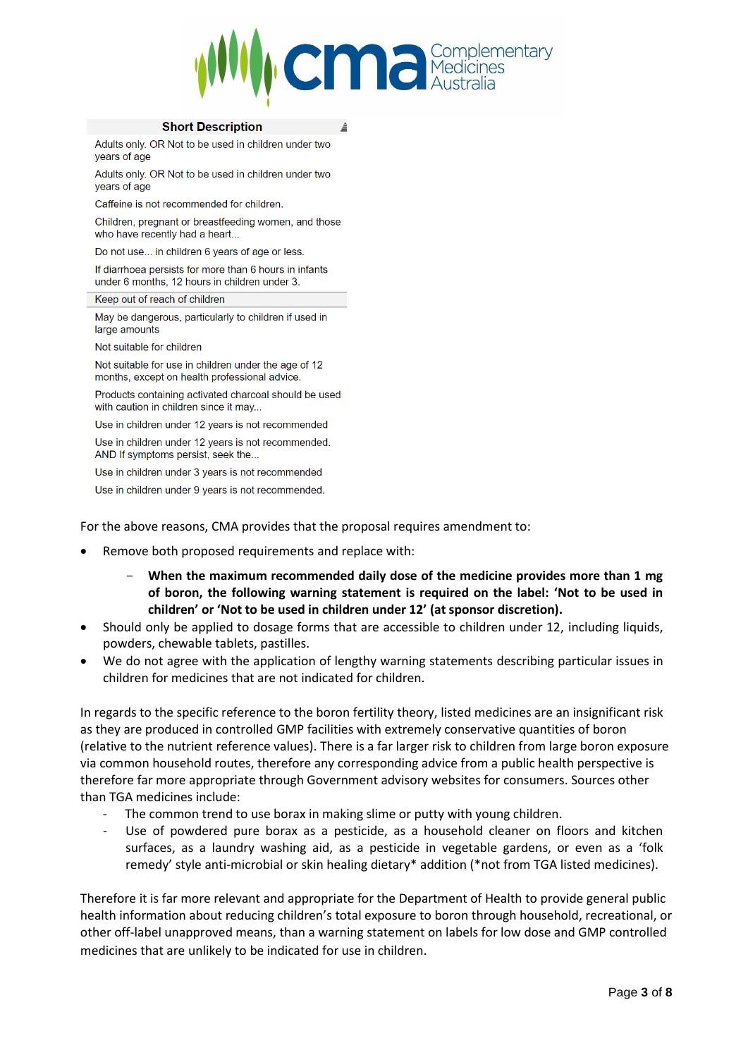| Short Description |
|---|
| Adults only. OR Not to be used in children under two years of age |
| Adults only. OR Not to be used in children under two years of age |
| Caffeine is not recommended for children. |
| Children, pregnant or breastfeeding women, and those who have recently had a heart... |
| Do not use... in children 6 years of age or less. |
| If diarrhoea persists for more than 6 hours in infants under 6 months, 12 hours in children under 3. |
| Keep out of reach of children |
| May be dangerous, particularly to children if used in large amounts |
| Not suitable for children |
| Not suitable for use in children under the age of 12 months, except on health professional advice. |
| Products containing activated charcoal should be used with caution in children since it may... |
| Use in children under 12 years is not recommended |
| Use in children under 12 years is not recommended. AND If symptoms persist, seek the... |
| Use in children under 3 years is not recommended |
| Use in children under 9 years is not recommended. |

For the above reasons, CMA provides that the proposal requires amendment to:

- Remove both proposed requirements and replace with:
  - **When the maximum recommended daily dose of the medicine provides more than 1 mg of boron, the following warning statement is required on the label: 'Not to be used in children' or 'Not to be used in children under 12' (at sponsor discretion).**
- Should only be applied to dosage forms that are accessible to children under 12, including liquids, powders, chewable tablets, pastilles.
- We do not agree with the application of lengthy warning statements describing particular issues in children for medicines that are not indicated for children.

In regards to the specific reference to the boron fertility theory, listed medicines are an insignificant risk as they are produced in controlled GMP facilities with extremely conservative quantities of boron (relative to the nutrient reference values). There is a far larger risk to children from large boron exposure via common household routes, therefore any corresponding advice from a public health perspective is therefore far more appropriate through Government advisory websites for consumers. Sources other than TGA medicines include:

- The common trend to use borax in making slime or putty with young children.
- Use of powdered pure borax as a pesticide, as a household cleaner on floors and kitchen surfaces, as a laundry washing aid, as a pesticide in vegetable gardens, or even as a 'folk remedy' style anti-microbial or skin healing dietary* addition (*not from TGA listed medicines).

Therefore it is far more relevant and appropriate for the Department of Health to provide general public health information about reducing children's total exposure to boron through household, recreational, or other off-label unapproved means, than a warning statement on labels for low dose and GMP controlled medicines that are unlikely to be indicated for use in children.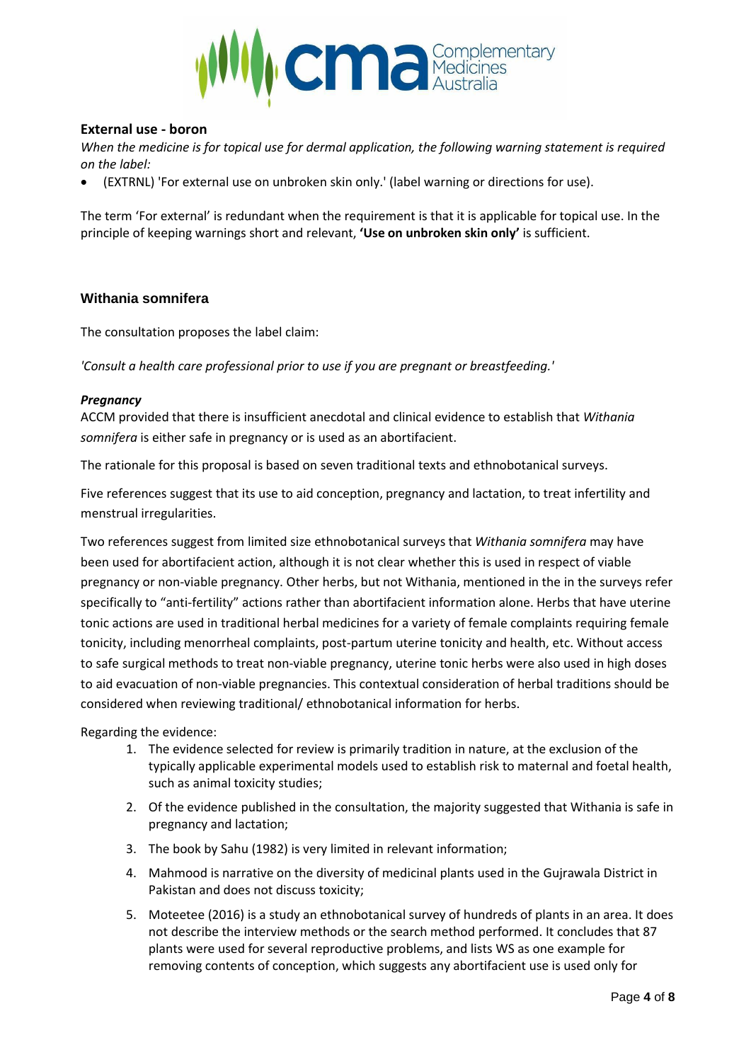### External use - boron

*When the medicine is for topical use for dermal application, the following warning statement is required on the label:*

- (EXTRNL) 'For external use on unbroken skin only.' (label warning or directions for use).

The term 'For external' is redundant when the requirement is that it is applicable for topical use. In the principle of keeping warnings short and relevant, **'Use on unbroken skin only'** is sufficient.

### Withania somnifera

The consultation proposes the label claim:

*'Consult a health care professional prior to use if you are pregnant or breastfeeding.'*

***Pregnancy***

ACCM provided that there is insufficient anecdotal and clinical evidence to establish that *Withania somnifera* is either safe in pregnancy or is used as an abortifacient.

The rationale for this proposal is based on seven traditional texts and ethnobotanical surveys.

Five references suggest that its use to aid conception, pregnancy and lactation, to treat infertility and menstrual irregularities.

Two references suggest from limited size ethnobotanical surveys that *Withania somnifera* may have been used for abortifacient action, although it is not clear whether this is used in respect of viable pregnancy or non-viable pregnancy. Other herbs, but not Withania, mentioned in the in the surveys refer specifically to "anti-fertility" actions rather than abortifacient information alone. Herbs that have uterine tonic actions are used in traditional herbal medicines for a variety of female complaints requiring female tonicity, including menorrheal complaints, post-partum uterine tonicity and health, etc. Without access to safe surgical methods to treat non-viable pregnancy, uterine tonic herbs were also used in high doses to aid evacuation of non-viable pregnancies. This contextual consideration of herbal traditions should be considered when reviewing traditional/ ethnobotanical information for herbs.

Regarding the evidence:

1. The evidence selected for review is primarily tradition in nature, at the exclusion of the typically applicable experimental models used to establish risk to maternal and foetal health, such as animal toxicity studies;
2. Of the evidence published in the consultation, the majority suggested that Withania is safe in pregnancy and lactation;
3. The book by Sahu (1982) is very limited in relevant information;
4. Mahmood is narrative on the diversity of medicinal plants used in the Gujrawala District in Pakistan and does not discuss toxicity;
5. Moteetee (2016) is a study an ethnobotanical survey of hundreds of plants in an area. It does not describe the interview methods or the search method performed. It concludes that 87 plants were used for several reproductive problems, and lists WS as one example for removing contents of conception, which suggests any abortifacient use is used only for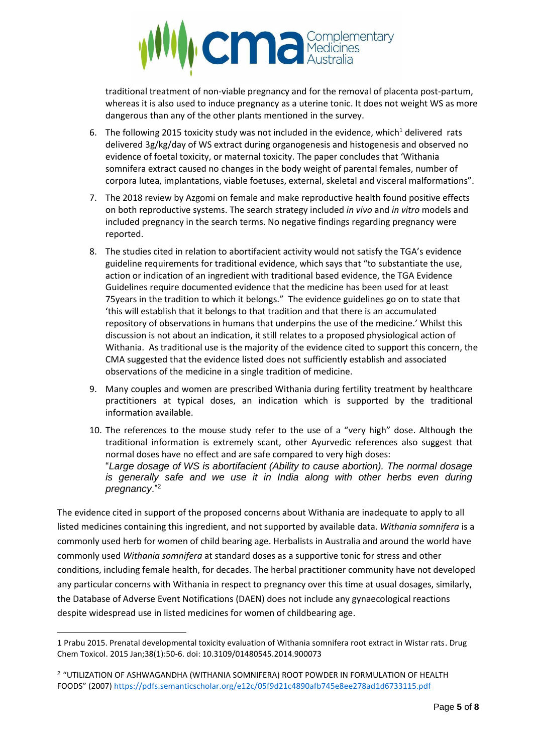traditional treatment of non-viable pregnancy and for the removal of placenta post-partum, whereas it is also used to induce pregnancy as a uterine tonic. It does not weight WS as more dangerous than any of the other plants mentioned in the survey.

6. The following 2015 toxicity study was not included in the evidence, which[1] delivered rats delivered 3g/kg/day of WS extract during organogenesis and histogenesis and observed no evidence of foetal toxicity, or maternal toxicity. The paper concludes that 'Withania somnifera extract caused no changes in the body weight of parental females, number of corpora lutea, implantations, viable foetuses, external, skeletal and visceral malformations".
7. The 2018 review by Azgomi on female and make reproductive health found positive effects on both reproductive systems. The search strategy included *in vivo* and *in vitro* models and included pregnancy in the search terms. No negative findings regarding pregnancy were reported.
8. The studies cited in relation to abortifacient activity would not satisfy the TGA's evidence guideline requirements for traditional evidence, which says that "to substantiate the use, action or indication of an ingredient with traditional based evidence, the TGA Evidence Guidelines require documented evidence that the medicine has been used for at least 75years in the tradition to which it belongs." The evidence guidelines go on to state that 'this will establish that it belongs to that tradition and that there is an accumulated repository of observations in humans that underpins the use of the medicine.' Whilst this discussion is not about an indication, it still relates to a proposed physiological action of Withania. As traditional use is the majority of the evidence cited to support this concern, the CMA suggested that the evidence listed does not sufficiently establish and associated observations of the medicine in a single tradition of medicine.
9. Many couples and women are prescribed Withania during fertility treatment by healthcare practitioners at typical doses, an indication which is supported by the traditional information available.
10. The references to the mouse study refer to the use of a "very high" dose. Although the traditional information is extremely scant, other Ayurvedic references also suggest that normal doses have no effect and are safe compared to very high doses:
"*Large dosage of WS is abortifacient (Ability to cause abortion). The normal dosage is generally safe and we use it in India along with other herbs even during pregnancy*."[2]

The evidence cited in support of the proposed concerns about Withania are inadequate to apply to all listed medicines containing this ingredient, and not supported by available data. *Withania somnifera* is a commonly used herb for women of child bearing age. Herbalists in Australia and around the world have commonly used *Withania somnifera* at standard doses as a supportive tonic for stress and other conditions, including female health, for decades. The herbal practitioner community have not developed any particular concerns with Withania in respect to pregnancy over this time at usual dosages, similarly, the Database of Adverse Event Notifications (DAEN) does not include any gynaecological reactions despite widespread use in listed medicines for women of childbearing age.

---

1 Prabu 2015. Prenatal developmental toxicity evaluation of Withania somnifera root extract in Wistar rats. Drug Chem Toxicol. 2015 Jan;38(1):50-6. doi: 10.3109/01480545.2014.900073

2 "UTILIZATION OF ASHWAGANDHA (WITHANIA SOMNIFERA) ROOT POWDER IN FORMULATION OF HEALTH FOODS" (2007) https://pdfs.semanticscholar.org/e12c/05f9d21c4890afb745e8ee278ad1d6733115.pdf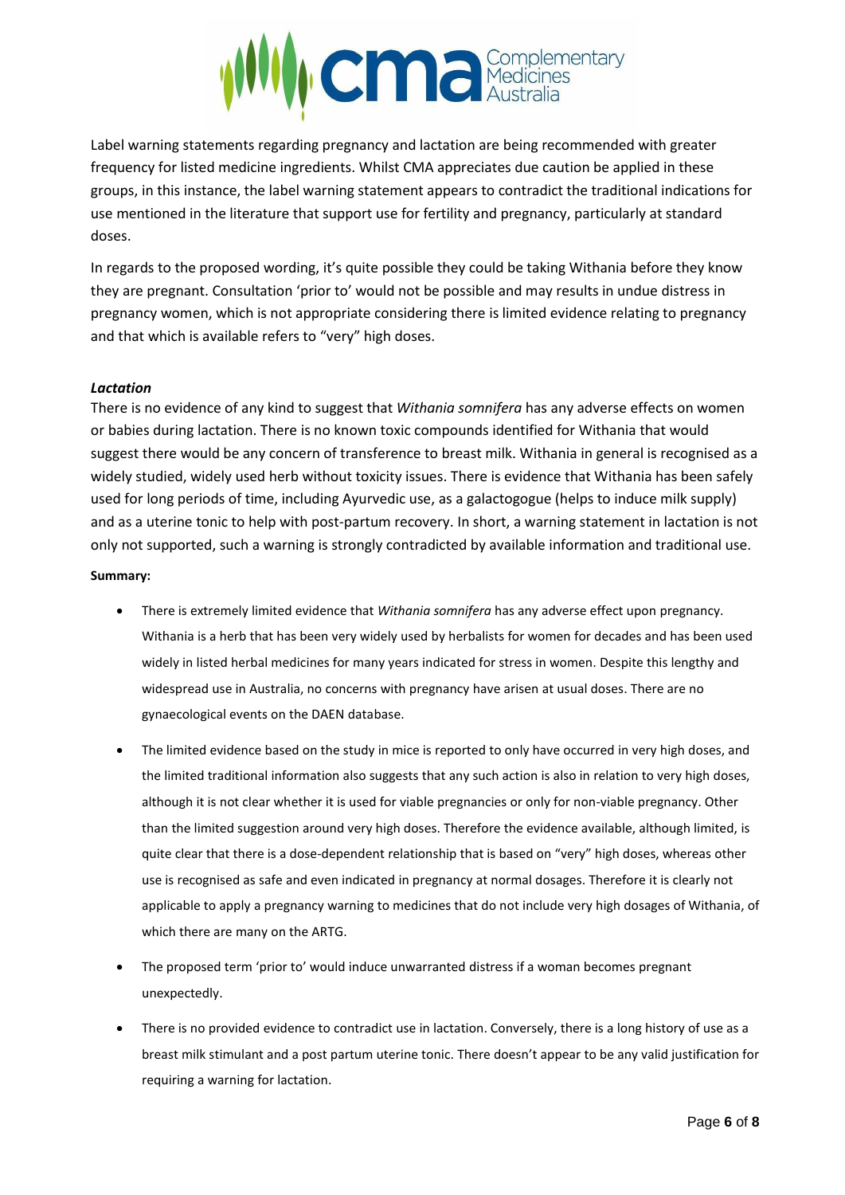Label warning statements regarding pregnancy and lactation are being recommended with greater frequency for listed medicine ingredients. Whilst CMA appreciates due caution be applied in these groups, in this instance, the label warning statement appears to contradict the traditional indications for use mentioned in the literature that support use for fertility and pregnancy, particularly at standard doses.

In regards to the proposed wording, it's quite possible they could be taking Withania before they know they are pregnant. Consultation 'prior to' would not be possible and may results in undue distress in pregnancy women, which is not appropriate considering there is limited evidence relating to pregnancy and that which is available refers to "very" high doses.

***Lactation***

There is no evidence of any kind to suggest that *Withania somnifera* has any adverse effects on women or babies during lactation. There is no known toxic compounds identified for Withania that would suggest there would be any concern of transference to breast milk. Withania in general is recognised as a widely studied, widely used herb without toxicity issues. There is evidence that Withania has been safely used for long periods of time, including Ayurvedic use, as a galactogogue (helps to induce milk supply) and as a uterine tonic to help with post-partum recovery. In short, a warning statement in lactation is not only not supported, such a warning is strongly contradicted by available information and traditional use.

**Summary:**

- There is extremely limited evidence that *Withania somnifera* has any adverse effect upon pregnancy. Withania is a herb that has been very widely used by herbalists for women for decades and has been used widely in listed herbal medicines for many years indicated for stress in women. Despite this lengthy and widespread use in Australia, no concerns with pregnancy have arisen at usual doses. There are no gynaecological events on the DAEN database.
- The limited evidence based on the study in mice is reported to only have occurred in very high doses, and the limited traditional information also suggests that any such action is also in relation to very high doses, although it is not clear whether it is used for viable pregnancies or only for non-viable pregnancy. Other than the limited suggestion around very high doses. Therefore the evidence available, although limited, is quite clear that there is a dose-dependent relationship that is based on "very" high doses, whereas other use is recognised as safe and even indicated in pregnancy at normal dosages. Therefore it is clearly not applicable to apply a pregnancy warning to medicines that do not include very high dosages of Withania, of which there are many on the ARTG.
- The proposed term 'prior to' would induce unwarranted distress if a woman becomes pregnant unexpectedly.
- There is no provided evidence to contradict use in lactation. Conversely, there is a long history of use as a breast milk stimulant and a post partum uterine tonic. There doesn't appear to be any valid justification for requiring a warning for lactation.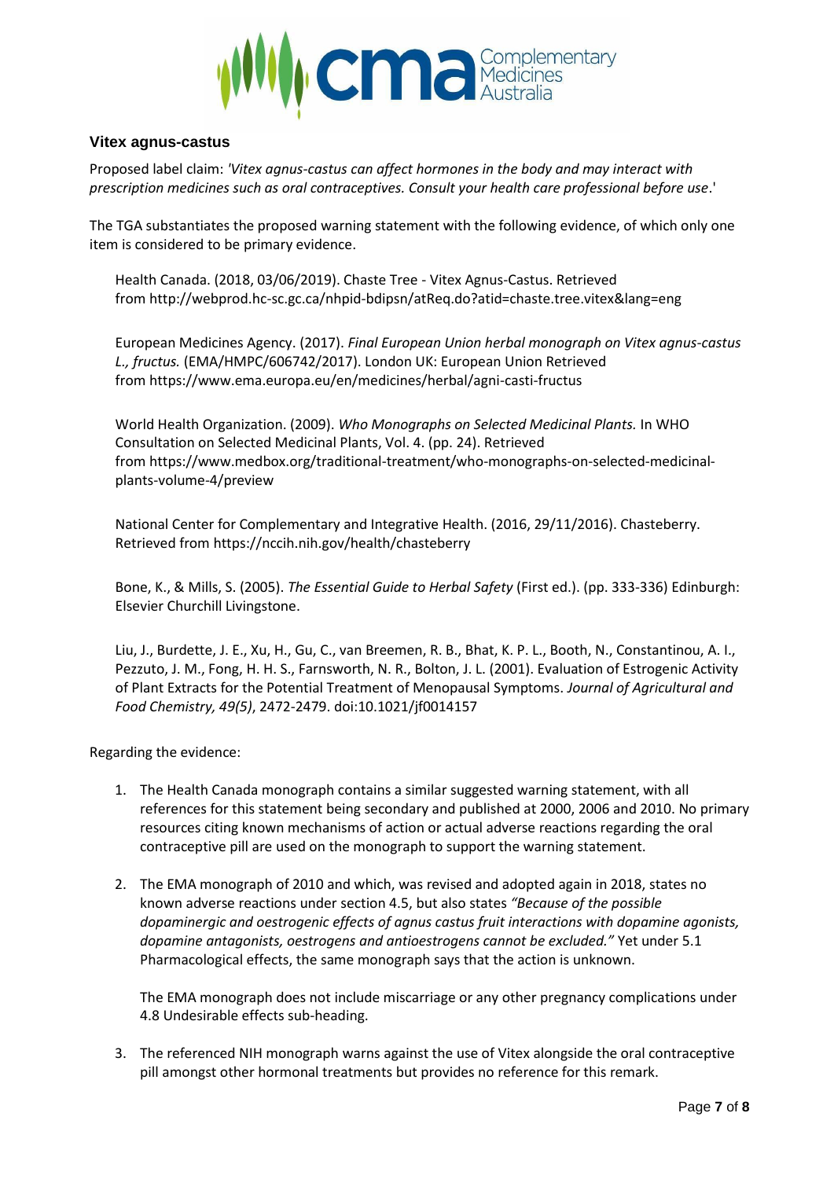### Vitex agnus-castus

Proposed label claim: *'Vitex agnus-castus can affect hormones in the body and may interact with prescription medicines such as oral contraceptives. Consult your health care professional before use*.'

The TGA substantiates the proposed warning statement with the following evidence, of which only one item is considered to be primary evidence.

> Health Canada. (2018, 03/06/2019). Chaste Tree - Vitex Agnus-Castus. Retrieved from http://webprod.hc-sc.gc.ca/nhpid-bdipsn/atReq.do?atid=chaste.tree.vitex&lang=eng
>
> European Medicines Agency. (2017). *Final European Union herbal monograph on Vitex agnus-castus L., fructus.* (EMA/HMPC/606742/2017). London UK: European Union Retrieved from https://www.ema.europa.eu/en/medicines/herbal/agni-casti-fructus
>
> World Health Organization. (2009). *Who Monographs on Selected Medicinal Plants.* In WHO Consultation on Selected Medicinal Plants, Vol. 4. (pp. 24). Retrieved from https://www.medbox.org/traditional-treatment/who-monographs-on-selected-medicinal-plants-volume-4/preview
>
> National Center for Complementary and Integrative Health. (2016, 29/11/2016). Chasteberry. Retrieved from https://nccih.nih.gov/health/chasteberry
>
> Bone, K., & Mills, S. (2005). *The Essential Guide to Herbal Safety* (First ed.). (pp. 333-336) Edinburgh: Elsevier Churchill Livingstone.
>
> Liu, J., Burdette, J. E., Xu, H., Gu, C., van Breemen, R. B., Bhat, K. P. L., Booth, N., Constantinou, A. I., Pezzuto, J. M., Fong, H. H. S., Farnsworth, N. R., Bolton, J. L. (2001). Evaluation of Estrogenic Activity of Plant Extracts for the Potential Treatment of Menopausal Symptoms. *Journal of Agricultural and Food Chemistry, 49(5)*, 2472-2479. doi:10.1021/jf0014157

Regarding the evidence:

1. The Health Canada monograph contains a similar suggested warning statement, with all references for this statement being secondary and published at 2000, 2006 and 2010. No primary resources citing known mechanisms of action or actual adverse reactions regarding the oral contraceptive pill are used on the monograph to support the warning statement.

2. The EMA monograph of 2010 and which, was revised and adopted again in 2018, states no known adverse reactions under section 4.5, but also states *"Because of the possible dopaminergic and oestrogenic effects of agnus castus fruit interactions with dopamine agonists, dopamine antagonists, oestrogens and antioestrogens cannot be excluded."* Yet under 5.1 Pharmacological effects, the same monograph says that the action is unknown.

   The EMA monograph does not include miscarriage or any other pregnancy complications under 4.8 Undesirable effects sub-heading.

3. The referenced NIH monograph warns against the use of Vitex alongside the oral contraceptive pill amongst other hormonal treatments but provides no reference for this remark.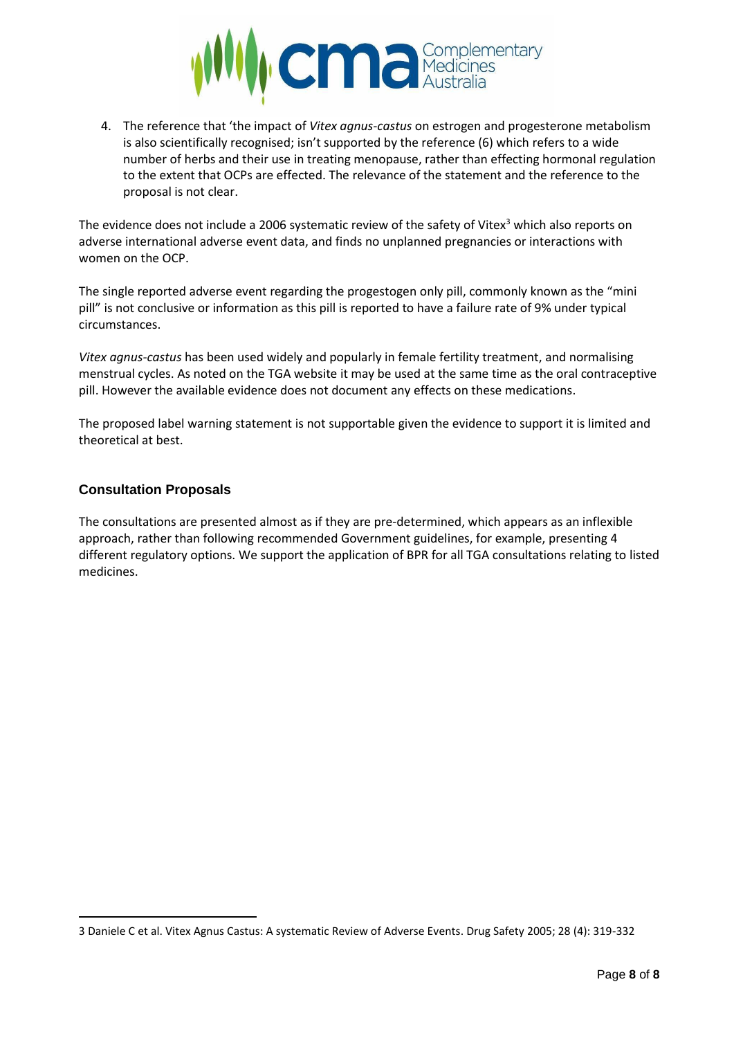4. The reference that 'the impact of *Vitex agnus-castus* on estrogen and progesterone metabolism is also scientifically recognised; isn't supported by the reference (6) which refers to a wide number of herbs and their use in treating menopause, rather than effecting hormonal regulation to the extent that OCPs are effected. The relevance of the statement and the reference to the proposal is not clear.

The evidence does not include a 2006 systematic review of the safety of Vitex[3] which also reports on adverse international adverse event data, and finds no unplanned pregnancies or interactions with women on the OCP.

The single reported adverse event regarding the progestogen only pill, commonly known as the "mini pill" is not conclusive or information as this pill is reported to have a failure rate of 9% under typical circumstances.

*Vitex agnus-castus* has been used widely and popularly in female fertility treatment, and normalising menstrual cycles. As noted on the TGA website it may be used at the same time as the oral contraceptive pill. However the available evidence does not document any effects on these medications.

The proposed label warning statement is not supportable given the evidence to support it is limited and theoretical at best.

## Consultation Proposals

The consultations are presented almost as if they are pre-determined, which appears as an inflexible approach, rather than following recommended Government guidelines, for example, presenting 4 different regulatory options. We support the application of BPR for all TGA consultations relating to listed medicines.

---

3 Daniele C et al. Vitex Agnus Castus: A systematic Review of Adverse Events. Drug Safety 2005; 28 (4): 319-332